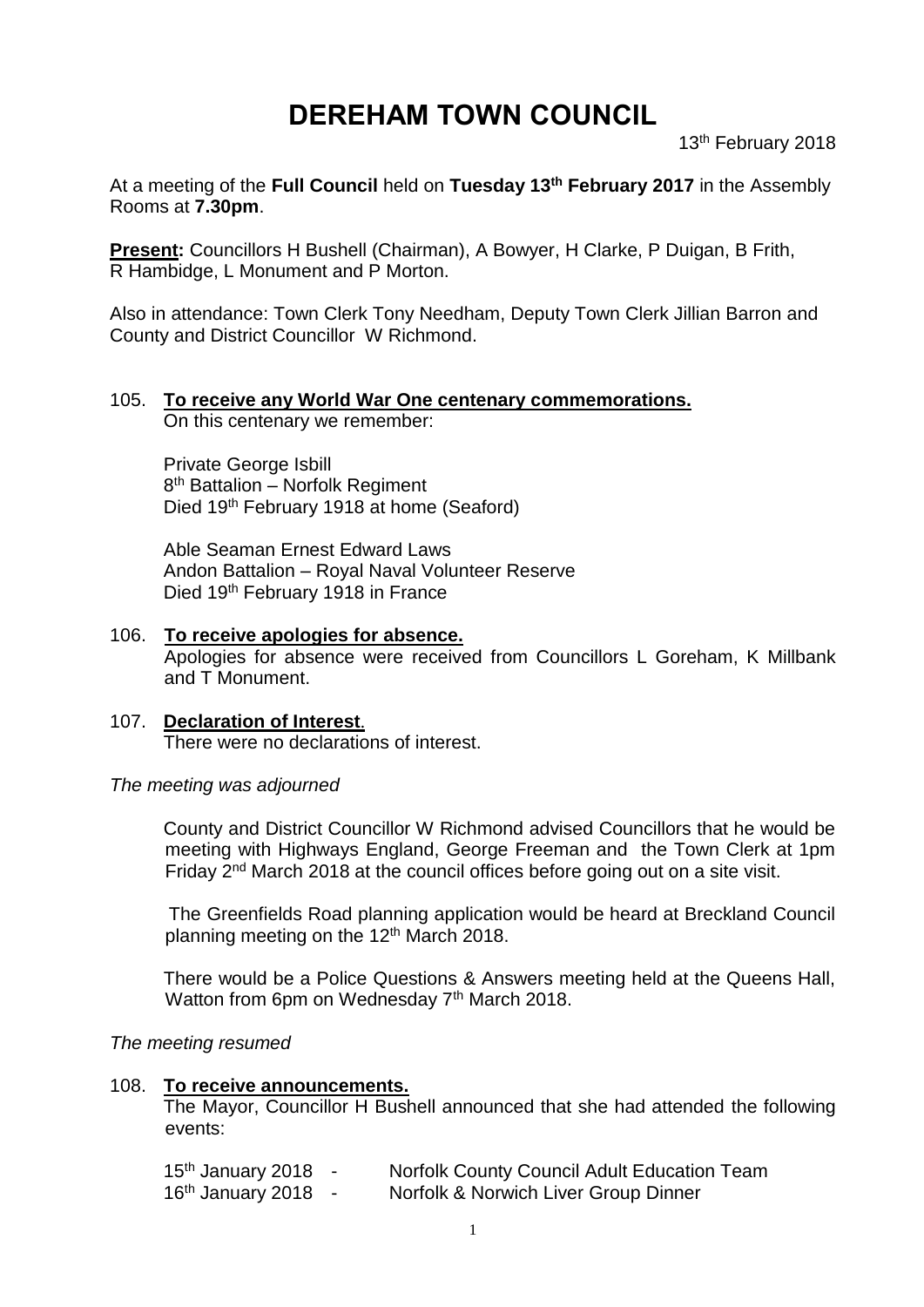# DEREHAM TOWN COUNCIL

13th February 2018

At a meeting of the **Full Council** held on **Tuesday 13th February 2017** in the Assembly Rooms at **7.30pm**.

**Present:** Councillors H Bushell (Chairman), A Bowyer, H Clarke, P Duigan, B Frith, R Hambidge, L Monument and P Morton.

Also in attendance: Town Clerk Tony Needham, Deputy Town Clerk Jillian Barron and County and District Councillor W Richmond.

105. **To receive any World War One centenary commemorations.**

On this centenary we remember:

Private George Isbill
8th Battalion – Norfolk Regiment
Died 19th February 1918 at home (Seaford)

Able Seaman Ernest Edward Laws
Andon Battalion – Royal Naval Volunteer Reserve
Died 19th February 1918 in France

106. **To receive apologies for absence.**

Apologies for absence were received from Councillors L Goreham, K Millbank and T Monument.

107. **Declaration of Interest.**

There were no declarations of interest.

*The meeting was adjourned*

County and District Councillor W Richmond advised Councillors that he would be meeting with Highways England, George Freeman and the Town Clerk at 1pm Friday 2nd March 2018 at the council offices before going out on a site visit.

The Greenfields Road planning application would be heard at Breckland Council planning meeting on the 12th March 2018.

There would be a Police Questions & Answers meeting held at the Queens Hall, Watton from 6pm on Wednesday 7th March 2018.

*The meeting resumed*

108. **To receive announcements.**

The Mayor, Councillor H Bushell announced that she had attended the following events:

| | | |
|---|---|---|
| 15th January 2018 | - | Norfolk County Council Adult Education Team |
| 16th January 2018 | - | Norfolk & Norwich Liver Group Dinner |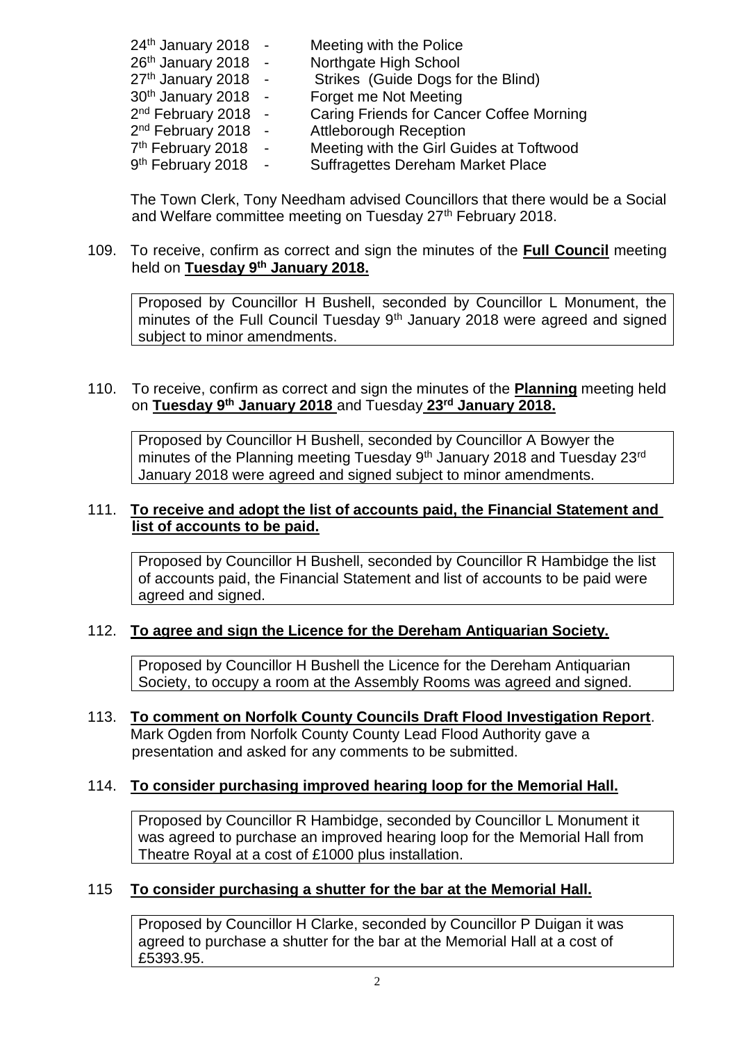| | | |
|---|---|---|
| 24th January 2018 | - | Meeting with the Police |
| 26th January 2018 | - | Northgate High School |
| 27th January 2018 | - | Strikes (Guide Dogs for the Blind) |
| 30th January 2018 | - | Forget me Not Meeting |
| 2nd February 2018 | - | Caring Friends for Cancer Coffee Morning |
| 2nd February 2018 | - | Attleborough Reception |
| 7th February 2018 | - | Meeting with the Girl Guides at Toftwood |
| 9th February 2018 | - | Suffragettes Dereham Market Place |

The Town Clerk, Tony Needham advised Councillors that there would be a Social and Welfare committee meeting on Tuesday 27th February 2018.

109. To receive, confirm as correct and sign the minutes of the **Full Council** meeting held on **Tuesday 9th January 2018.**

Proposed by Councillor H Bushell, seconded by Councillor L Monument, the minutes of the Full Council Tuesday 9th January 2018 were agreed and signed subject to minor amendments.

110. To receive, confirm as correct and sign the minutes of the **Planning** meeting held on **Tuesday 9th January 2018** and Tuesday **23rd January 2018.**

Proposed by Councillor H Bushell, seconded by Councillor A Bowyer the minutes of the Planning meeting Tuesday 9th January 2018 and Tuesday 23rd January 2018 were agreed and signed subject to minor amendments.

111. **To receive and adopt the list of accounts paid, the Financial Statement and list of accounts to be paid.**

Proposed by Councillor H Bushell, seconded by Councillor R Hambidge the list of accounts paid, the Financial Statement and list of accounts to be paid were agreed and signed.

112. **To agree and sign the Licence for the Dereham Antiquarian Society.**

Proposed by Councillor H Bushell the Licence for the Dereham Antiquarian Society, to occupy a room at the Assembly Rooms was agreed and signed.

113. **To comment on Norfolk County Councils Draft Flood Investigation Report**. Mark Ogden from Norfolk County County Lead Flood Authority gave a presentation and asked for any comments to be submitted.

114. **To consider purchasing improved hearing loop for the Memorial Hall.**

Proposed by Councillor R Hambidge, seconded by Councillor L Monument it was agreed to purchase an improved hearing loop for the Memorial Hall from Theatre Royal at a cost of £1000 plus installation.

115 **To consider purchasing a shutter for the bar at the Memorial Hall.**

Proposed by Councillor H Clarke, seconded by Councillor P Duigan it was agreed to purchase a shutter for the bar at the Memorial Hall at a cost of £5393.95.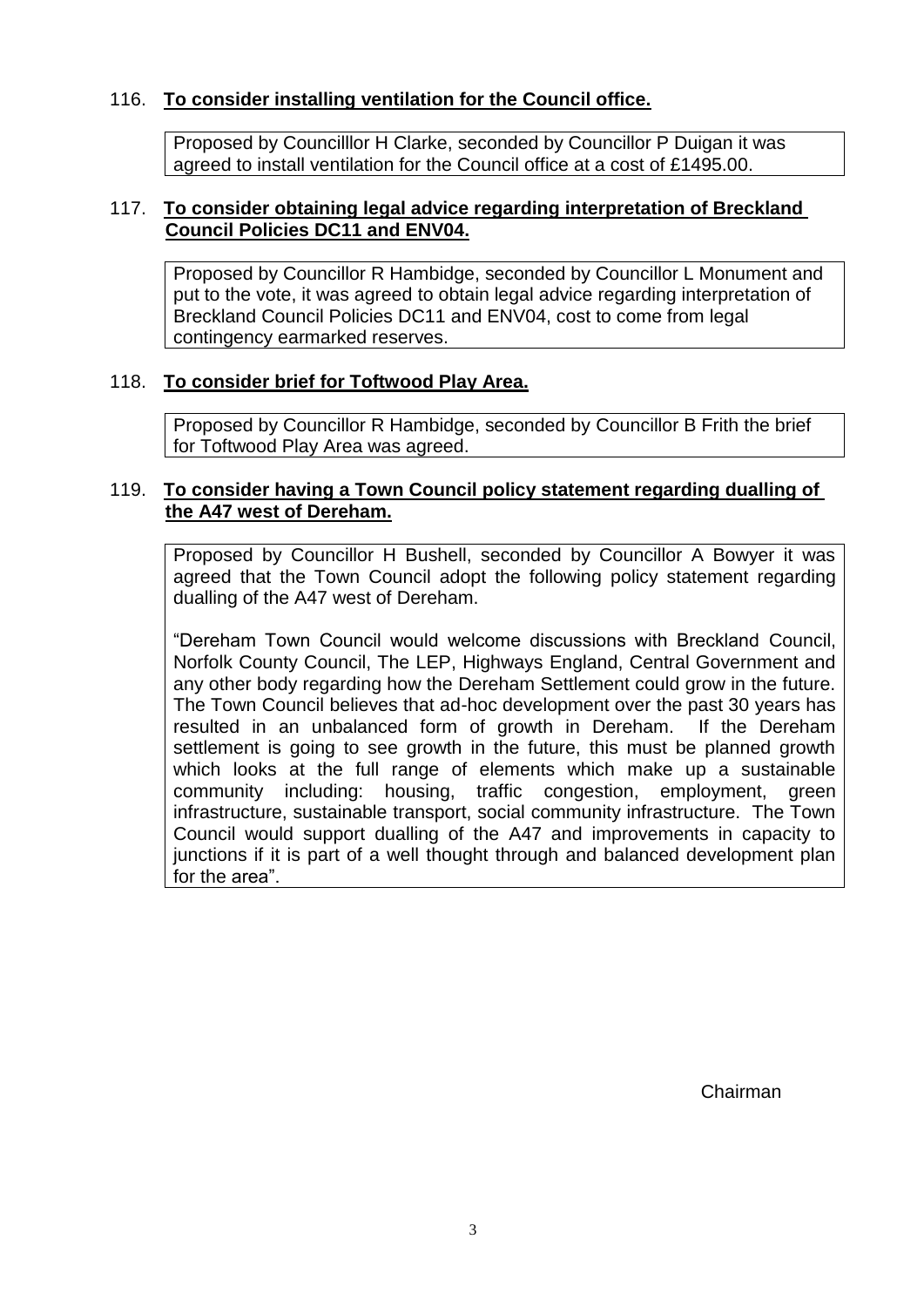116. **To consider installing ventilation for the Council office.**

Proposed by Councilllor H Clarke, seconded by Councillor P Duigan it was agreed to install ventilation for the Council office at a cost of £1495.00.

117. **To consider obtaining legal advice regarding interpretation of Breckland Council Policies DC11 and ENV04.**

Proposed by Councillor R Hambidge, seconded by Councillor L Monument and put to the vote, it was agreed to obtain legal advice regarding interpretation of Breckland Council Policies DC11 and ENV04, cost to come from legal contingency earmarked reserves.

118. **To consider brief for Toftwood Play Area.**

Proposed by Councillor R Hambidge, seconded by Councillor B Frith the brief for Toftwood Play Area was agreed.

119. **To consider having a Town Council policy statement regarding dualling of the A47 west of Dereham.**

Proposed by Councillor H Bushell, seconded by Councillor A Bowyer it was agreed that the Town Council adopt the following policy statement regarding dualling of the A47 west of Dereham.

"Dereham Town Council would welcome discussions with Breckland Council, Norfolk County Council, The LEP, Highways England, Central Government and any other body regarding how the Dereham Settlement could grow in the future. The Town Council believes that ad-hoc development over the past 30 years has resulted in an unbalanced form of growth in Dereham. If the Dereham settlement is going to see growth in the future, this must be planned growth which looks at the full range of elements which make up a sustainable community including: housing, traffic congestion, employment, green infrastructure, sustainable transport, social community infrastructure. The Town Council would support dualling of the A47 and improvements in capacity to junctions if it is part of a well thought through and balanced development plan for the area".

Chairman